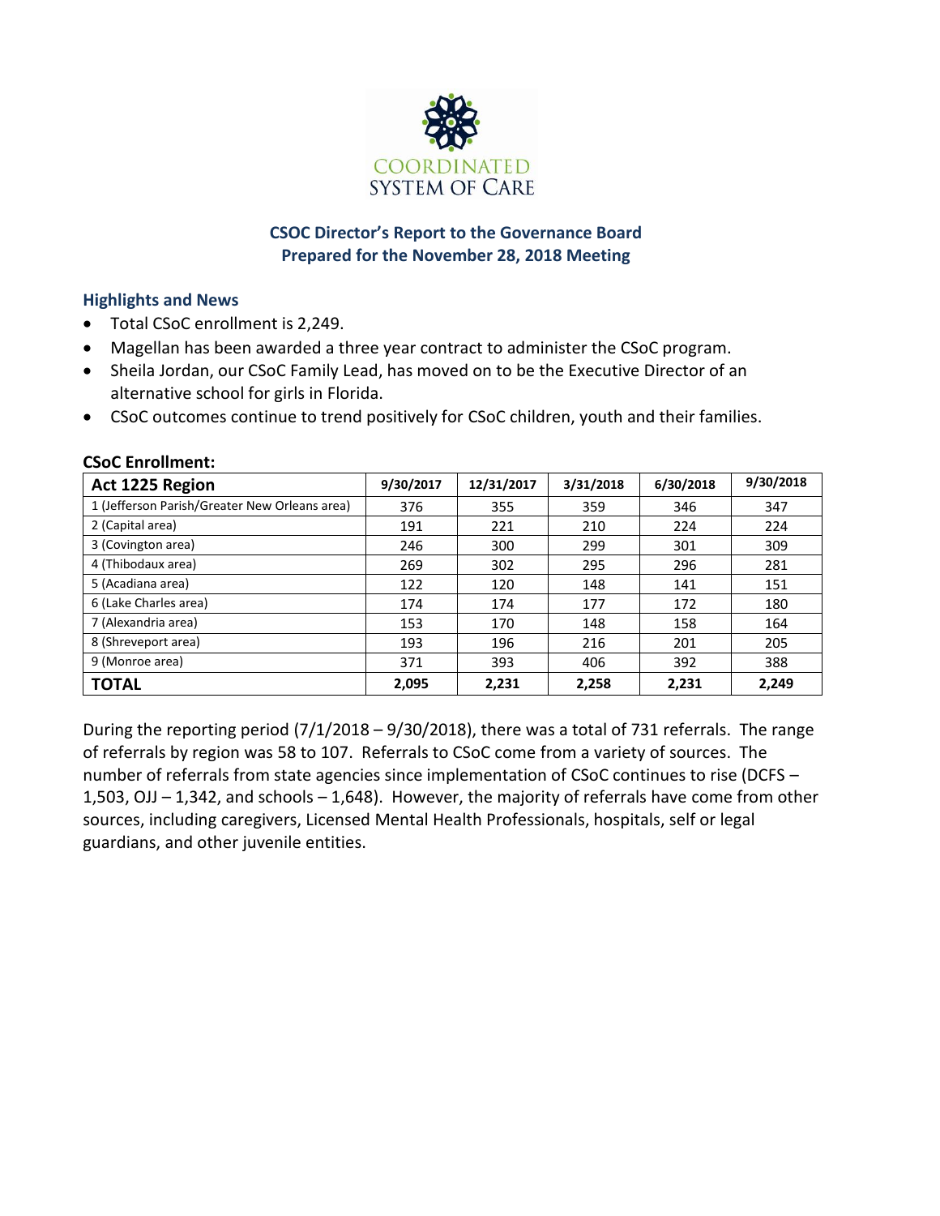COORDINATED SYSTEM OF CARE

# CSOC Director's Report to the Governance Board

## Prepared for the November 28, 2018 Meeting

### Highlights and News

- Total CSoC enrollment is 2,249.
- Magellan has been awarded a three year contract to administer the CSoC program.
- Sheila Jordan, our CSoC Family Lead, has moved on to be the Executive Director of an alternative school for girls in Florida.
- CSoC outcomes continue to trend positively for CSoC children, youth and their families.

### CSoC Enrollment:

| Act 1225 Region | 9/30/2017 | 12/31/2017 | 3/31/2018 | 6/30/2018 | 9/30/2018 |
|---|---|---|---|---|---|
| 1 (Jefferson Parish/Greater New Orleans area) | 376 | 355 | 359 | 346 | 347 |
| 2 (Capital area) | 191 | 221 | 210 | 224 | 224 |
| 3 (Covington area) | 246 | 300 | 299 | 301 | 309 |
| 4 (Thibodaux area) | 269 | 302 | 295 | 296 | 281 |
| 5 (Acadiana area) | 122 | 120 | 148 | 141 | 151 |
| 6 (Lake Charles area) | 174 | 174 | 177 | 172 | 180 |
| 7 (Alexandria area) | 153 | 170 | 148 | 158 | 164 |
| 8 (Shreveport area) | 193 | 196 | 216 | 201 | 205 |
| 9 (Monroe area) | 371 | 393 | 406 | 392 | 388 |
| **TOTAL** | **2,095** | **2,231** | **2,258** | **2,231** | **2,249** |

During the reporting period (7/1/2018 – 9/30/2018), there was a total of 731 referrals. The range of referrals by region was 58 to 107. Referrals to CSoC come from a variety of sources. The number of referrals from state agencies since implementation of CSoC continues to rise (DCFS – 1,503, OJJ – 1,342, and schools – 1,648). However, the majority of referrals have come from other sources, including caregivers, Licensed Mental Health Professionals, hospitals, self or legal guardians, and other juvenile entities.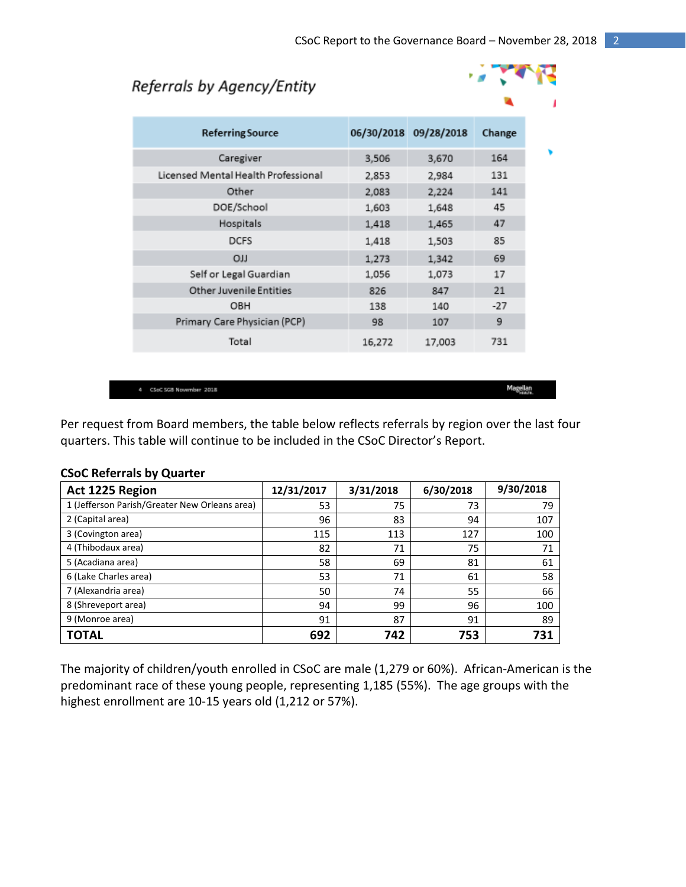## Referrals by Agency/Entity

| Referring Source | 06/30/2018 | 09/28/2018 | Change |
|---|---|---|---|
| Caregiver | 3,506 | 3,670 | 164 |
| Licensed Mental Health Professional | 2,853 | 2,984 | 131 |
| Other | 2,083 | 2,224 | 141 |
| DOE/School | 1,603 | 1,648 | 45 |
| Hospitals | 1,418 | 1,465 | 47 |
| DCFS | 1,418 | 1,503 | 85 |
| OJJ | 1,273 | 1,342 | 69 |
| Self or Legal Guardian | 1,056 | 1,073 | 17 |
| Other Juvenile Entities | 826 | 847 | 21 |
| OBH | 138 | 140 | -27 |
| Primary Care Physician (PCP) | 98 | 107 | 9 |
| Total | 16,272 | 17,003 | 731 |

Per request from Board members, the table below reflects referrals by region over the last four quarters. This table will continue to be included in the CSoC Director's Report.

**CSoC Referrals by Quarter**

| Act 1225 Region | 12/31/2017 | 3/31/2018 | 6/30/2018 | 9/30/2018 |
|---|---|---|---|---|
| 1 (Jefferson Parish/Greater New Orleans area) | 53 | 75 | 73 | 79 |
| 2 (Capital area) | 96 | 83 | 94 | 107 |
| 3 (Covington area) | 115 | 113 | 127 | 100 |
| 4 (Thibodaux area) | 82 | 71 | 75 | 71 |
| 5 (Acadiana area) | 58 | 69 | 81 | 61 |
| 6 (Lake Charles area) | 53 | 71 | 61 | 58 |
| 7 (Alexandria area) | 50 | 74 | 55 | 66 |
| 8 (Shreveport area) | 94 | 99 | 96 | 100 |
| 9 (Monroe area) | 91 | 87 | 91 | 89 |
| **TOTAL** | **692** | **742** | **753** | **731** |

The majority of children/youth enrolled in CSoC are male (1,279 or 60%). African-American is the predominant race of these young people, representing 1,185 (55%). The age groups with the highest enrollment are 10-15 years old (1,212 or 57%).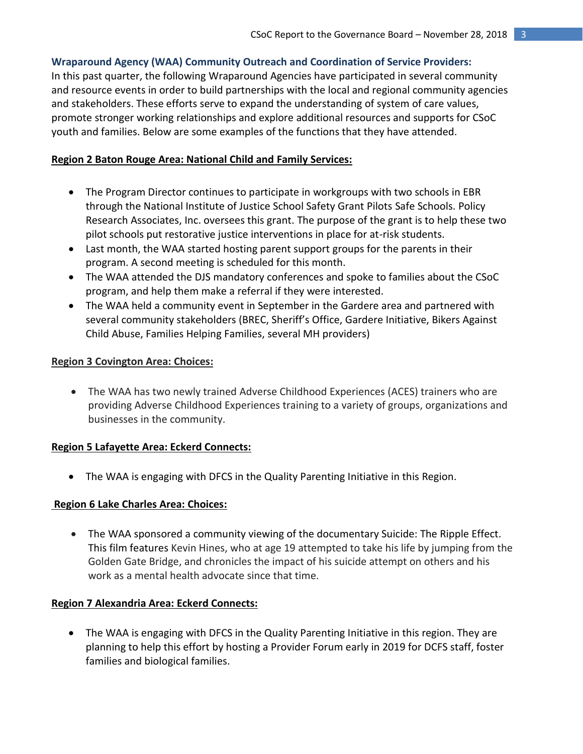## Wraparound Agency (WAA) Community Outreach and Coordination of Service Providers:

In this past quarter, the following Wraparound Agencies have participated in several community and resource events in order to build partnerships with the local and regional community agencies and stakeholders. These efforts serve to expand the understanding of system of care values, promote stronger working relationships and explore additional resources and supports for CSoC youth and families. Below are some examples of the functions that they have attended.

**Region 2 Baton Rouge Area: National Child and Family Services:**

- The Program Director continues to participate in workgroups with two schools in EBR through the National Institute of Justice School Safety Grant Pilots Safe Schools. Policy Research Associates, Inc. oversees this grant. The purpose of the grant is to help these two pilot schools put restorative justice interventions in place for at-risk students.
- Last month, the WAA started hosting parent support groups for the parents in their program. A second meeting is scheduled for this month.
- The WAA attended the DJS mandatory conferences and spoke to families about the CSoC program, and help them make a referral if they were interested.
- The WAA held a community event in September in the Gardere area and partnered with several community stakeholders (BREC, Sheriff's Office, Gardere Initiative, Bikers Against Child Abuse, Families Helping Families, several MH providers)

**Region 3 Covington Area: Choices:**

- The WAA has two newly trained Adverse Childhood Experiences (ACES) trainers who are providing Adverse Childhood Experiences training to a variety of groups, organizations and businesses in the community.

**Region 5 Lafayette Area: Eckerd Connects:**

- The WAA is engaging with DFCS in the Quality Parenting Initiative in this Region.

**Region 6 Lake Charles Area: Choices:**

- The WAA sponsored a community viewing of the documentary Suicide: The Ripple Effect. This film features Kevin Hines, who at age 19 attempted to take his life by jumping from the Golden Gate Bridge, and chronicles the impact of his suicide attempt on others and his work as a mental health advocate since that time.

**Region 7 Alexandria Area: Eckerd Connects:**

- The WAA is engaging with DFCS in the Quality Parenting Initiative in this region. They are planning to help this effort by hosting a Provider Forum early in 2019 for DCFS staff, foster families and biological families.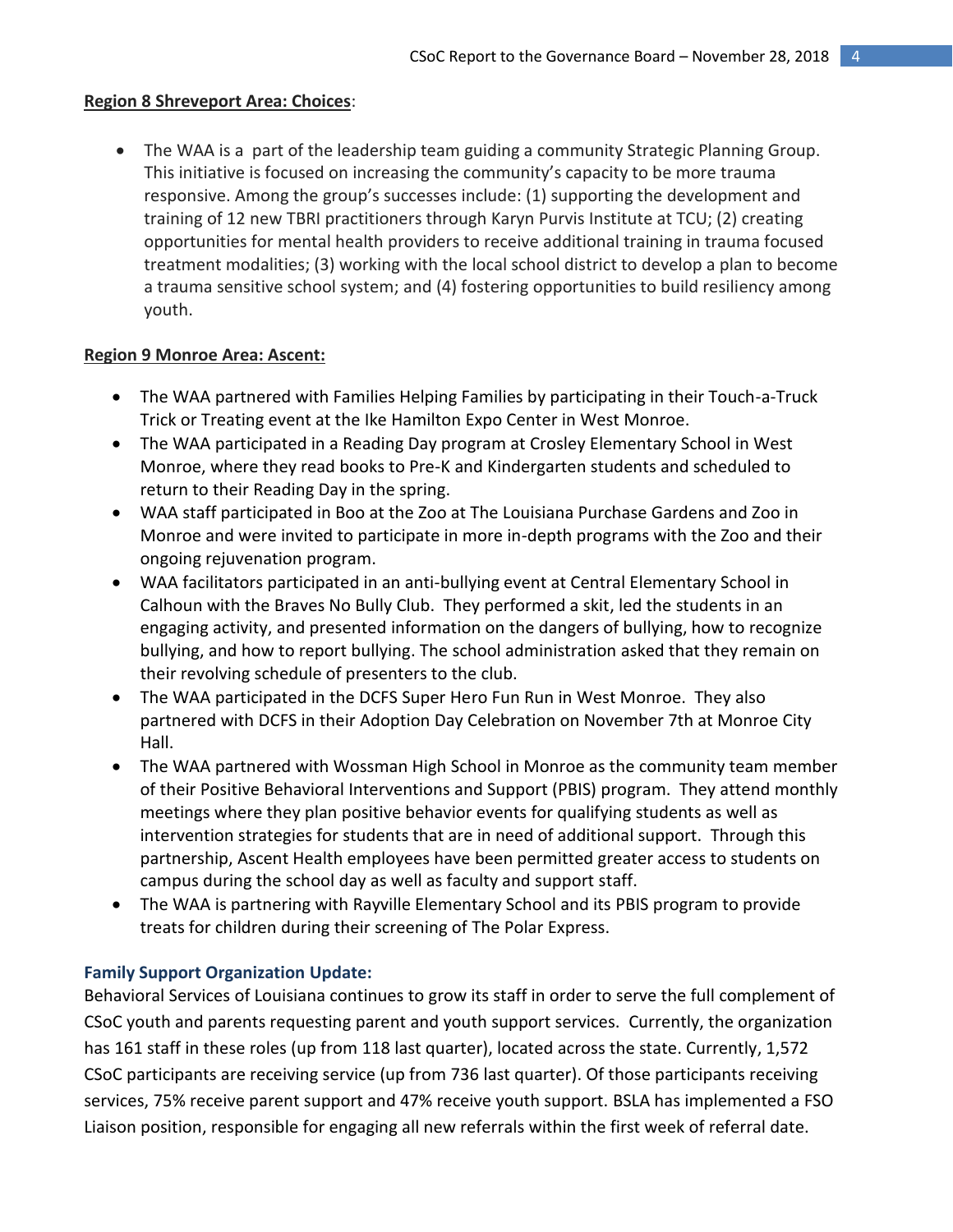**Region 8 Shreveport Area: Choices**:

- The WAA is a part of the leadership team guiding a community Strategic Planning Group. This initiative is focused on increasing the community's capacity to be more trauma responsive. Among the group's successes include: (1) supporting the development and training of 12 new TBRI practitioners through Karyn Purvis Institute at TCU; (2) creating opportunities for mental health providers to receive additional training in trauma focused treatment modalities; (3) working with the local school district to develop a plan to become a trauma sensitive school system; and (4) fostering opportunities to build resiliency among youth.

**Region 9 Monroe Area: Ascent:**

- The WAA partnered with Families Helping Families by participating in their Touch-a-Truck Trick or Treating event at the Ike Hamilton Expo Center in West Monroe.
- The WAA participated in a Reading Day program at Crosley Elementary School in West Monroe, where they read books to Pre-K and Kindergarten students and scheduled to return to their Reading Day in the spring.
- WAA staff participated in Boo at the Zoo at The Louisiana Purchase Gardens and Zoo in Monroe and were invited to participate in more in-depth programs with the Zoo and their ongoing rejuvenation program.
- WAA facilitators participated in an anti-bullying event at Central Elementary School in Calhoun with the Braves No Bully Club. They performed a skit, led the students in an engaging activity, and presented information on the dangers of bullying, how to recognize bullying, and how to report bullying. The school administration asked that they remain on their revolving schedule of presenters to the club.
- The WAA participated in the DCFS Super Hero Fun Run in West Monroe. They also partnered with DCFS in their Adoption Day Celebration on November 7th at Monroe City Hall.
- The WAA partnered with Wossman High School in Monroe as the community team member of their Positive Behavioral Interventions and Support (PBIS) program. They attend monthly meetings where they plan positive behavior events for qualifying students as well as intervention strategies for students that are in need of additional support. Through this partnership, Ascent Health employees have been permitted greater access to students on campus during the school day as well as faculty and support staff.
- The WAA is partnering with Rayville Elementary School and its PBIS program to provide treats for children during their screening of The Polar Express.

### Family Support Organization Update:

Behavioral Services of Louisiana continues to grow its staff in order to serve the full complement of CSoC youth and parents requesting parent and youth support services. Currently, the organization has 161 staff in these roles (up from 118 last quarter), located across the state. Currently, 1,572 CSoC participants are receiving service (up from 736 last quarter). Of those participants receiving services, 75% receive parent support and 47% receive youth support. BSLA has implemented a FSO Liaison position, responsible for engaging all new referrals within the first week of referral date.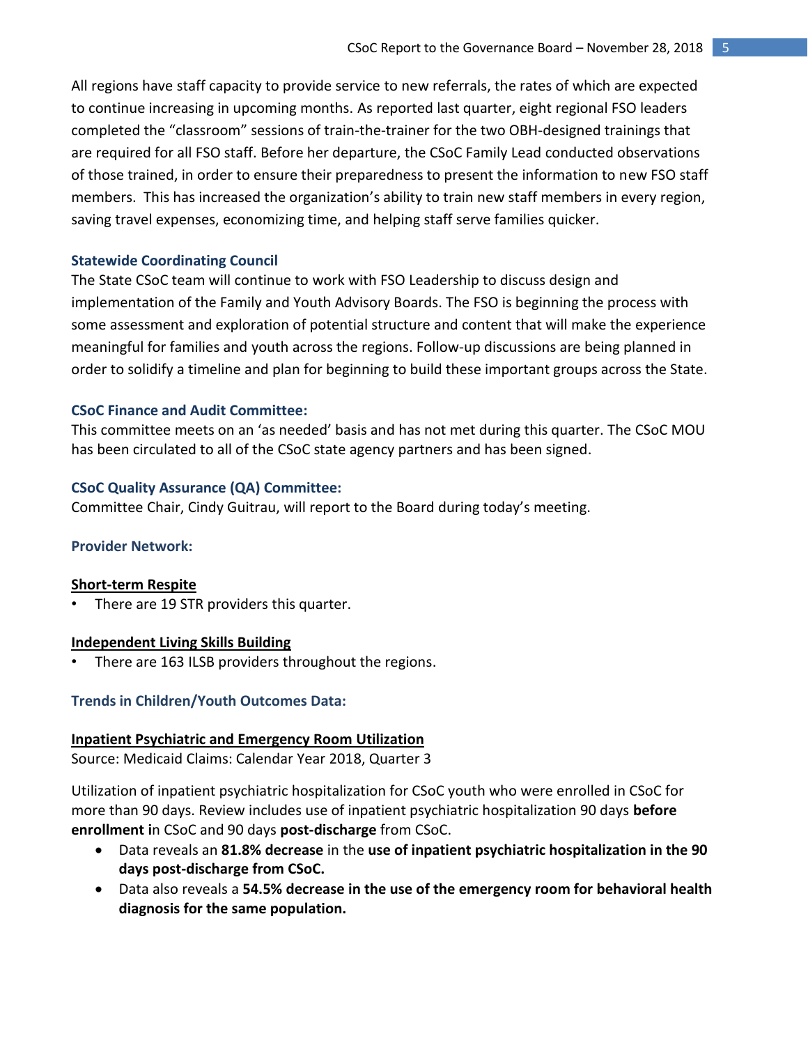All regions have staff capacity to provide service to new referrals, the rates of which are expected to continue increasing in upcoming months. As reported last quarter, eight regional FSO leaders completed the "classroom" sessions of train-the-trainer for the two OBH-designed trainings that are required for all FSO staff. Before her departure, the CSoC Family Lead conducted observations of those trained, in order to ensure their preparedness to present the information to new FSO staff members. This has increased the organization's ability to train new staff members in every region, saving travel expenses, economizing time, and helping staff serve families quicker.

### Statewide Coordinating Council

The State CSoC team will continue to work with FSO Leadership to discuss design and implementation of the Family and Youth Advisory Boards. The FSO is beginning the process with some assessment and exploration of potential structure and content that will make the experience meaningful for families and youth across the regions. Follow-up discussions are being planned in order to solidify a timeline and plan for beginning to build these important groups across the State.

### CSoC Finance and Audit Committee:

This committee meets on an 'as needed' basis and has not met during this quarter. The CSoC MOU has been circulated to all of the CSoC state agency partners and has been signed.

### CSoC Quality Assurance (QA) Committee:

Committee Chair, Cindy Guitrau, will report to the Board during today's meeting.

### Provider Network:

**Short-term Respite**

- There are 19 STR providers this quarter.

**Independent Living Skills Building**

- There are 163 ILSB providers throughout the regions.

### Trends in Children/Youth Outcomes Data:

**Inpatient Psychiatric and Emergency Room Utilization**

Source: Medicaid Claims: Calendar Year 2018, Quarter 3

Utilization of inpatient psychiatric hospitalization for CSoC youth who were enrolled in CSoC for more than 90 days. Review includes use of inpatient psychiatric hospitalization 90 days **before enrollment i**n CSoC and 90 days **post-discharge** from CSoC.

- Data reveals an **81.8% decrease** in the **use of inpatient psychiatric hospitalization in the 90 days post-discharge from CSoC.**
- Data also reveals a **54.5% decrease in the use of the emergency room for behavioral health diagnosis for the same population.**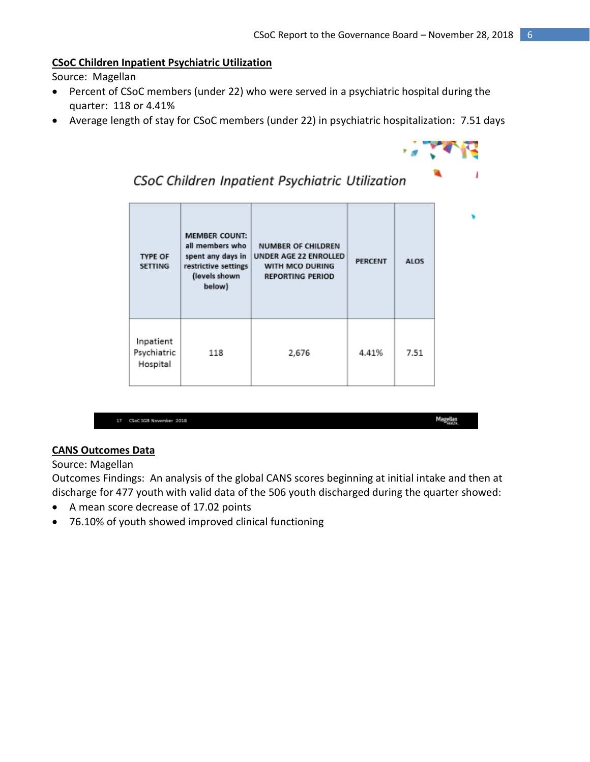**CSoC Children Inpatient Psychiatric Utilization**

Source: Magellan

- Percent of CSoC members (under 22) who were served in a psychiatric hospital during the quarter: 118 or 4.41%
- Average length of stay for CSoC members (under 22) in psychiatric hospitalization: 7.51 days

*CSoC Children Inpatient Psychiatric Utilization*

| TYPE OF SETTING | MEMBER COUNT: all members who spent any days in restrictive settings (levels shown below) | NUMBER OF CHILDREN UNDER AGE 22 ENROLLED WITH MCO DURING REPORTING PERIOD | PERCENT | ALOS |
|---|---|---|---|---|
| Inpatient Psychiatric Hospital | 118 | 2,676 | 4.41% | 7.51 |

17 CSoC SGB November 2018 Magellan

**CANS Outcomes Data**

Source: Magellan

Outcomes Findings: An analysis of the global CANS scores beginning at initial intake and then at discharge for 477 youth with valid data of the 506 youth discharged during the quarter showed:

- A mean score decrease of 17.02 points
- 76.10% of youth showed improved clinical functioning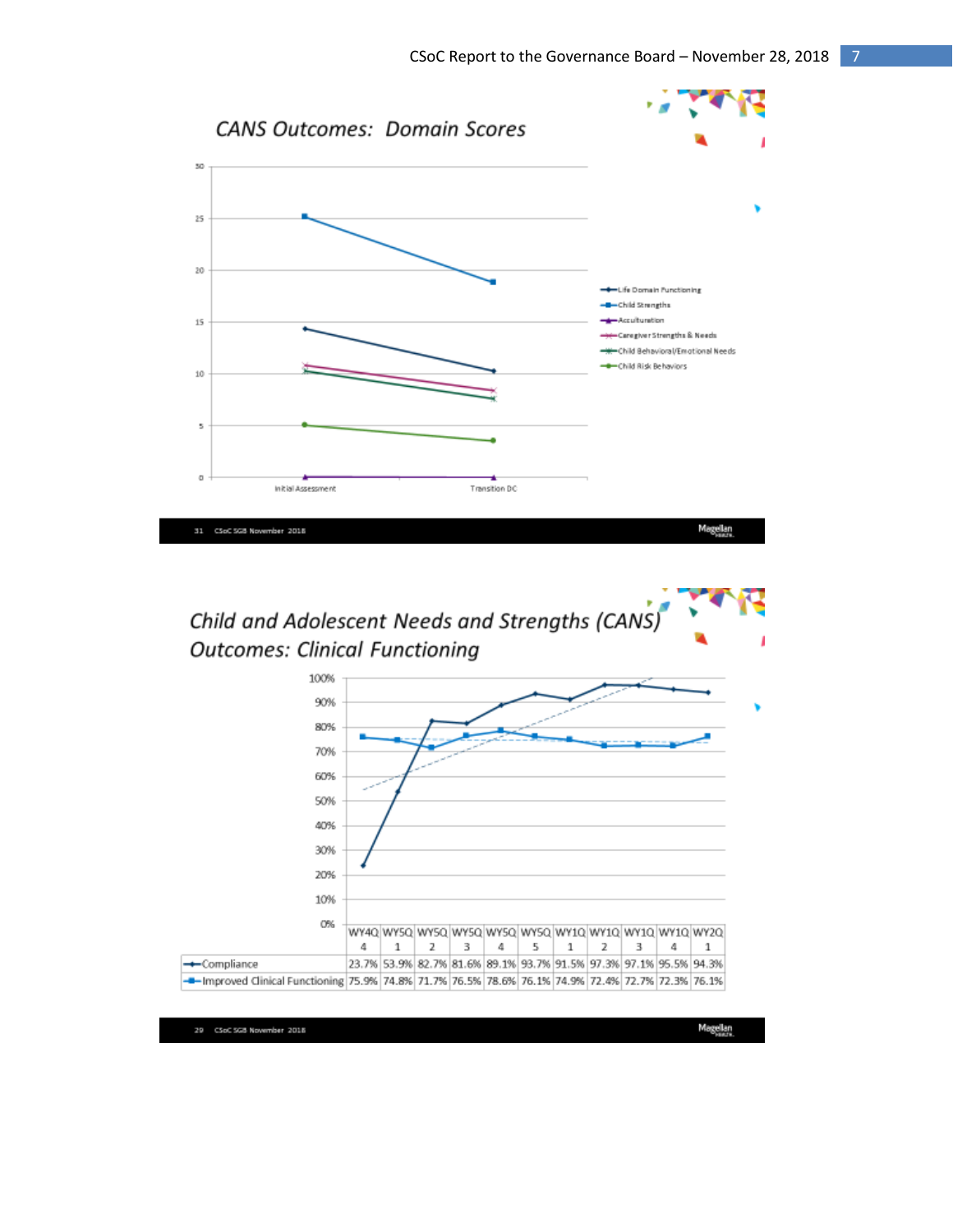## CANS Outcomes: Domain Scores

Legend: Life Domain Functioning; Child Strengths; Acculturation; Caregiver Strengths & Needs; Child Behavioral/Emotional Needs; Child Risk Behaviors

X-axis: Initial Assessment, Transition DC

## Child and Adolescent Needs and Strengths (CANS) Outcomes: Clinical Functioning

| | WY4Q 4 | WY5Q 1 | WY5Q 2 | WY5Q 3 | WY5Q 4 | WY5Q 5 | WY1Q 1 | WY1Q 2 | WY1Q 3 | WY1Q 4 | WY2Q 1 |
|---|---|---|---|---|---|---|---|---|---|---|---|
| Compliance | 23.7% | 53.9% | 82.7% | 81.6% | 89.1% | 93.7% | 91.5% | 97.3% | 97.1% | 95.5% | 94.3% |
| Improved Clinical Functioning | 75.9% | 74.8% | 71.7% | 76.5% | 78.6% | 76.1% | 74.9% | 72.4% | 72.7% | 72.3% | 76.1% |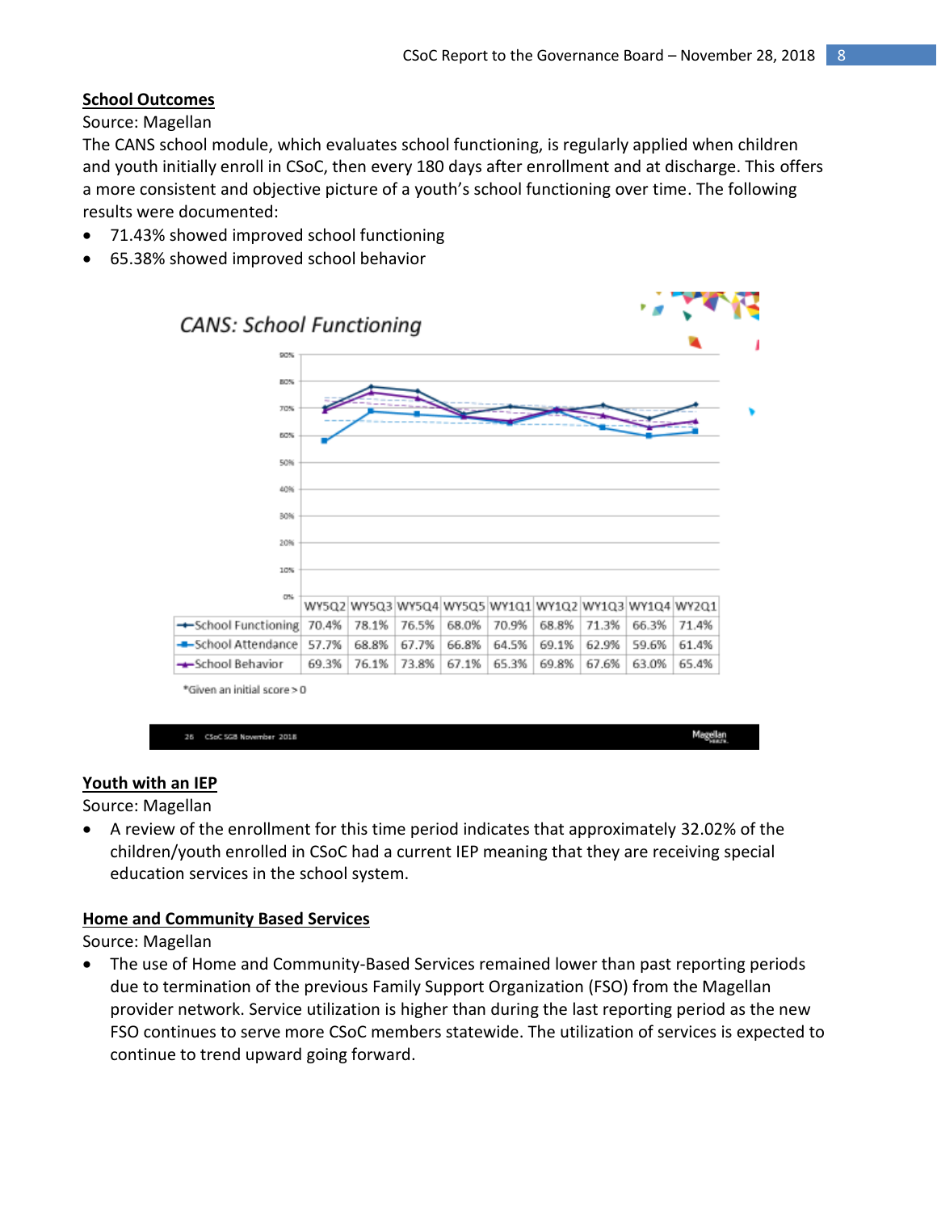## School Outcomes

Source: Magellan

The CANS school module, which evaluates school functioning, is regularly applied when children and youth initially enroll in CSoC, then every 180 days after enrollment and at discharge. This offers a more consistent and objective picture of a youth's school functioning over time. The following results were documented:

- 71.43% showed improved school functioning
- 65.38% showed improved school behavior

**CANS: School Functioning**

| | WY5Q2 | WY5Q3 | WY5Q4 | WY5Q5 | WY1Q1 | WY1Q2 | WY1Q3 | WY1Q4 | WY2Q1 |
|---|---|---|---|---|---|---|---|---|---|
| School Functioning | 70.4% | 78.1% | 76.5% | 68.0% | 70.9% | 68.8% | 71.3% | 66.3% | 71.4% |
| School Attendance | 57.7% | 68.8% | 67.7% | 66.8% | 64.5% | 69.1% | 62.9% | 59.6% | 61.4% |
| School Behavior | 69.3% | 76.1% | 73.8% | 67.1% | 65.3% | 69.8% | 67.6% | 63.0% | 65.4% |

*Given an initial score > 0

## Youth with an IEP

Source: Magellan

- A review of the enrollment for this time period indicates that approximately 32.02% of the children/youth enrolled in CSoC had a current IEP meaning that they are receiving special education services in the school system.

## Home and Community Based Services

Source: Magellan

- The use of Home and Community-Based Services remained lower than past reporting periods due to termination of the previous Family Support Organization (FSO) from the Magellan provider network. Service utilization is higher than during the last reporting period as the new FSO continues to serve more CSoC members statewide. The utilization of services is expected to continue to trend upward going forward.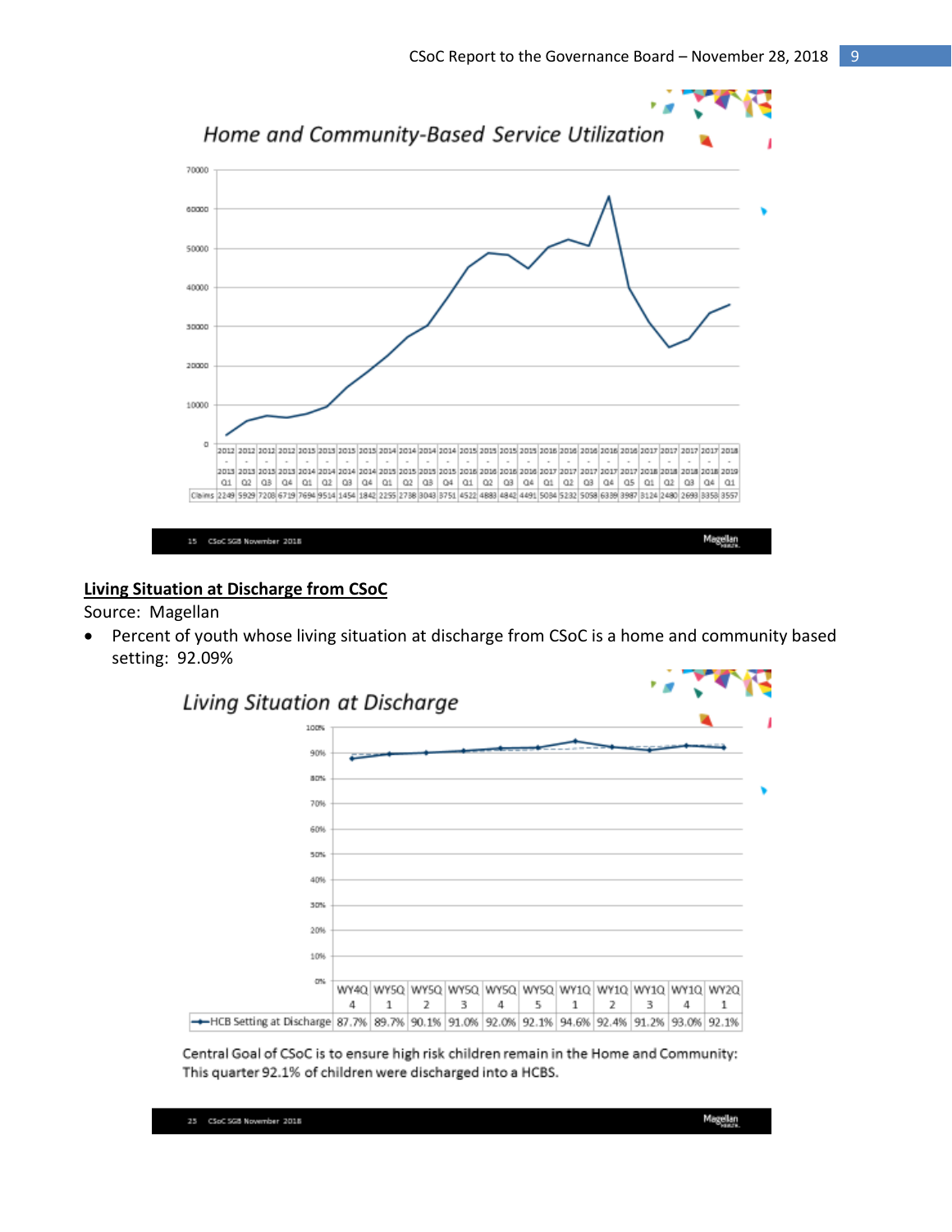## Home and Community-Based Service Utilization

| | 2012-2013 Q1 | 2012-2013 Q2 | 2012-2013 Q3 | 2012-2013 Q4 | 2013-2014 Q1 | 2013-2014 Q2 | 2013-2014 Q3 | 2013-2014 Q4 | 2014-2015 Q1 | 2014-2015 Q2 | 2014-2015 Q3 | 2014-2015 Q4 | 2015-2016 Q1 | 2015-2016 Q2 | 2015-2016 Q3 | 2015-2016 Q4 | 2016-2017 Q1 | 2016-2017 Q2 | 2016-2017 Q3 | 2016-2017 Q4 | 2016-2017 Q5 | 2017-2018 Q1 | 2017-2018 Q2 | 2017-2018 Q3 | 2017-2018 Q4 | 2018-2019 Q1 |
|---|---|---|---|---|---|---|---|---|---|---|---|---|---|---|---|---|---|---|---|---|---|---|---|---|---|---|
| Claims | 2249 | 5929 | 7208 | 6719 | 7694 | 9514 | 1454 | 1842 | 2255 | 2738 | 3043 | 3751 | 4522 | 4883 | 4842 | 4491 | 5034 | 5232 | 5058 | 6339 | 3987 | 3124 | 2480 | 2693 | 3358 | 3557 |

15 CSoC SGB November 2018

## Living Situation at Discharge from CSoC

Source: Magellan

- Percent of youth whose living situation at discharge from CSoC is a home and community based setting: 92.09%

## Living Situation at Discharge

| | WY4Q 4 | WY5Q 1 | WY5Q 2 | WY5Q 3 | WY5Q 4 | WY5Q 5 | WY1Q 1 | WY1Q 2 | WY1Q 3 | WY1Q 4 | WY2Q 1 |
|---|---|---|---|---|---|---|---|---|---|---|---|
| HCB Setting at Discharge | 87.7% | 89.7% | 90.1% | 91.0% | 92.0% | 92.1% | 94.6% | 92.4% | 91.2% | 93.0% | 92.1% |

Central Goal of CSoC is to ensure high risk children remain in the Home and Community: This quarter 92.1% of children were discharged into a HCBS.

25 CSoC SGB November 2018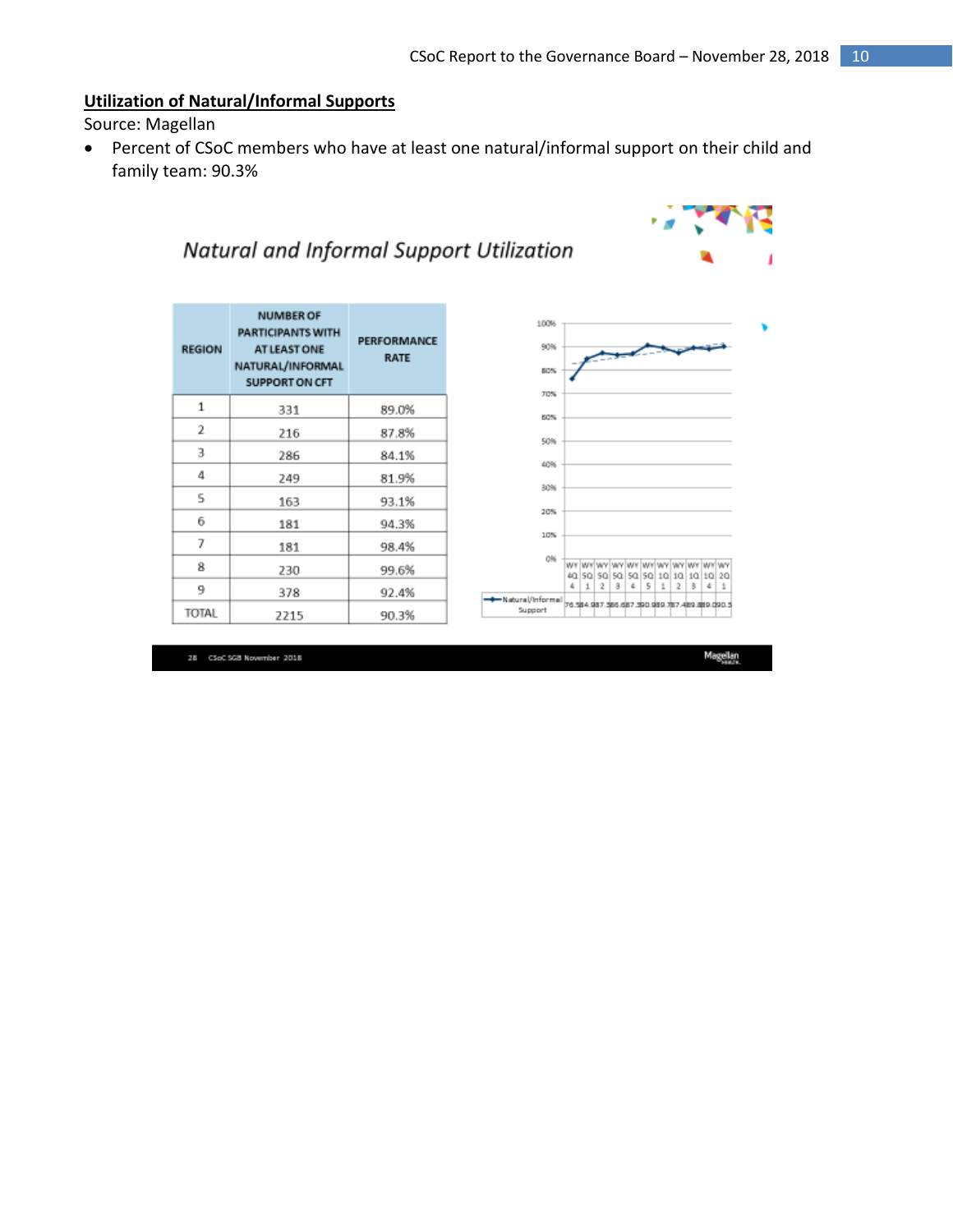**Utilization of Natural/Informal Supports**

Source: Magellan

- Percent of CSoC members who have at least one natural/informal support on their child and family team: 90.3%

*Natural and Informal Support Utilization*

| REGION | NUMBER OF PARTICIPANTS WITH AT LEAST ONE NATURAL/INFORMAL SUPPORT ON CFT | PERFORMANCE RATE |
|---|---|---|
| 1 | 331 | 89.0% |
| 2 | 216 | 87.8% |
| 3 | 286 | 84.1% |
| 4 | 249 | 81.9% |
| 5 | 163 | 93.1% |
| 6 | 181 | 94.3% |
| 7 | 181 | 98.4% |
| 8 | 230 | 99.6% |
| 9 | 378 | 92.4% |
| TOTAL | 2215 | 90.3% |

100%
90%
80%
70%
60%
50%
40%
30%
20%
10%
0%

WY 4Q 4 | WY 5Q 1 | WY 5Q 2 | WY 5Q 3 | WY 5Q 4 | WY 5Q 5 | WY 1Q 1 | WY 1Q 2 | WY 1Q 3 | WY 1Q 4 | WY 2Q 1

Natural/Informal Support: 76.5 84.9 87.5 86.6 87.3 90.9 89.7 87.4 89.8 89.0 90.5

28 CSoC SGB November 2018

Magellan